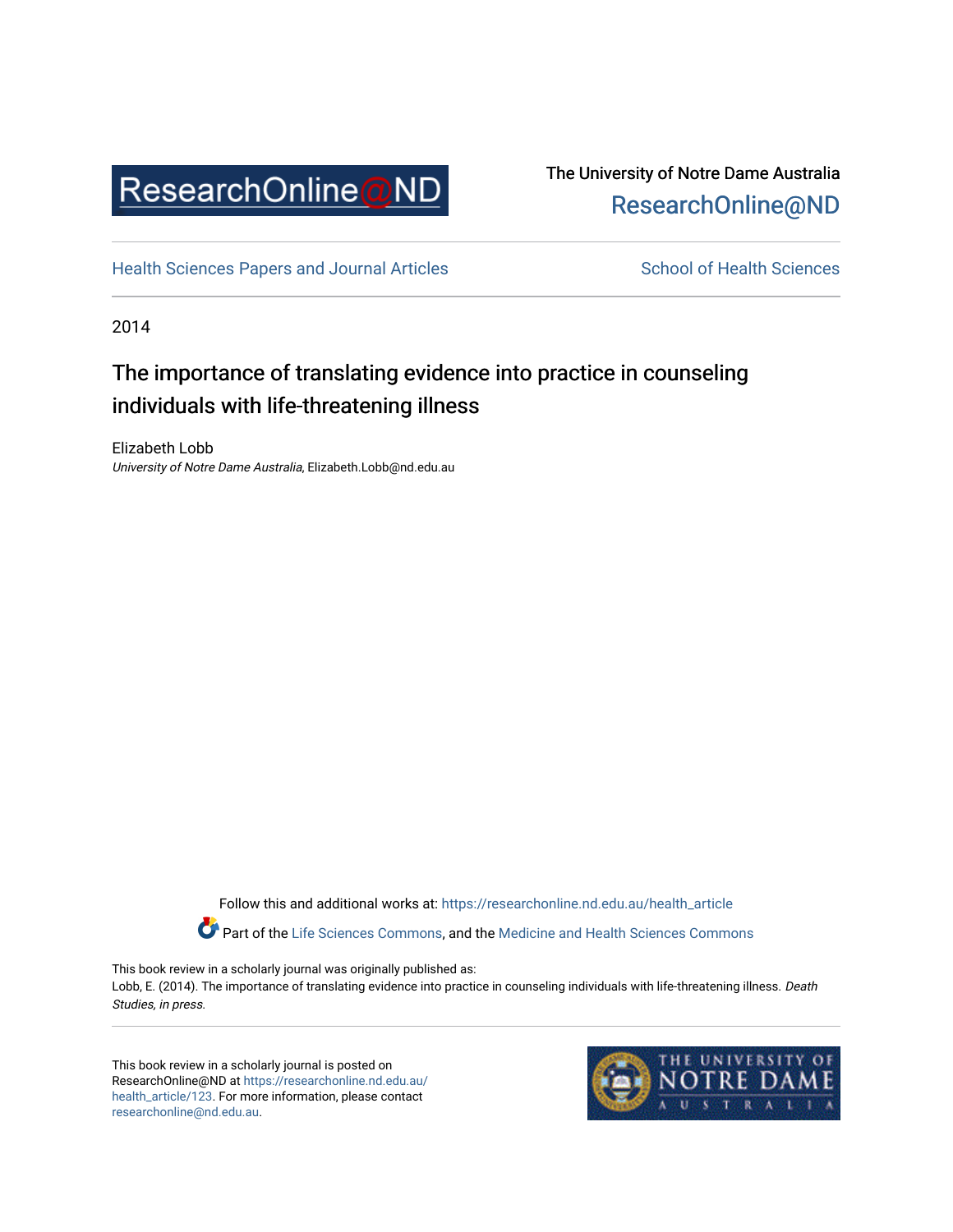The University of Notre Dame Australia
ResearchOnline@ND

Health Sciences Papers and Journal Articles | School of Health Sciences

2014

# The importance of translating evidence into practice in counseling individuals with life-threatening illness

Elizabeth Lobb
*University of Notre Dame Australia*, Elizabeth.Lobb@nd.edu.au

Follow this and additional works at: https://researchonline.nd.edu.au/health_article

Part of the Life Sciences Commons, and the Medicine and Health Sciences Commons

This book review in a scholarly journal was originally published as:
Lobb, E. (2014). The importance of translating evidence into practice in counseling individuals with life-threatening illness. *Death Studies, in press*.

This book review in a scholarly journal is posted on ResearchOnline@ND at https://researchonline.nd.edu.au/health_article/123. For more information, please contact researchonline@nd.edu.au.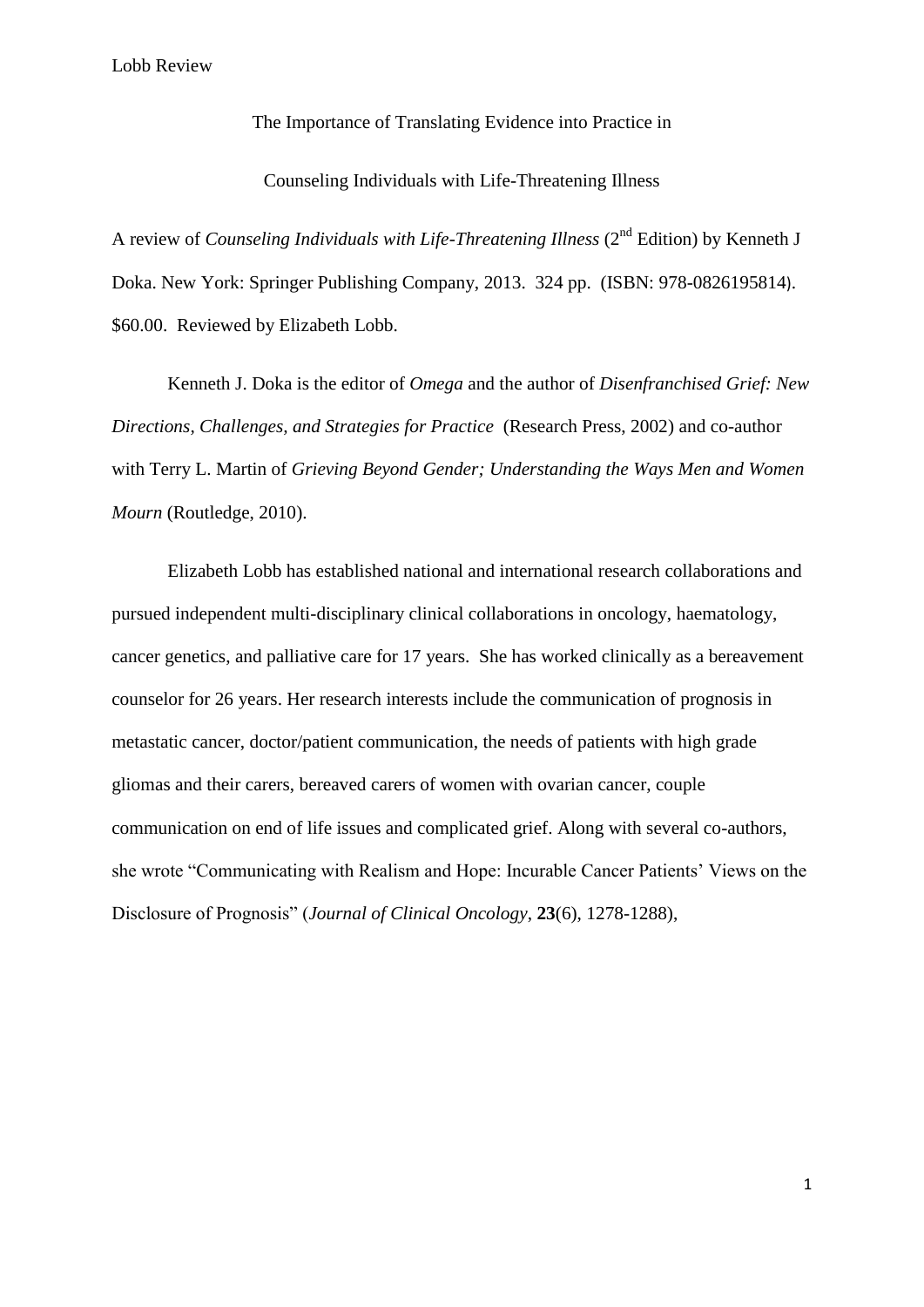The Importance of Translating Evidence into Practice in

Counseling Individuals with Life-Threatening Illness

A review of *Counseling Individuals with Life-Threatening Illness* (2nd Edition) by Kenneth J Doka. New York: Springer Publishing Company, 2013. 324 pp. (ISBN: 978-0826195814). $60.00. Reviewed by Elizabeth Lobb.

Kenneth J. Doka is the editor of *Omega* and the author of *Disenfranchised Grief: New Directions, Challenges, and Strategies for Practice* (Research Press, 2002) and co-author with Terry L. Martin of *Grieving Beyond Gender; Understanding the Ways Men and Women Mourn* (Routledge, 2010).

Elizabeth Lobb has established national and international research collaborations and pursued independent multi-disciplinary clinical collaborations in oncology, haematology, cancer genetics, and palliative care for 17 years. She has worked clinically as a bereavement counselor for 26 years. Her research interests include the communication of prognosis in metastatic cancer, doctor/patient communication, the needs of patients with high grade gliomas and their carers, bereaved carers of women with ovarian cancer, couple communication on end of life issues and complicated grief. Along with several co-authors, she wrote "Communicating with Realism and Hope: Incurable Cancer Patients' Views on the Disclosure of Prognosis" (*Journal of Clinical Oncology*, **23**(6), 1278-1288),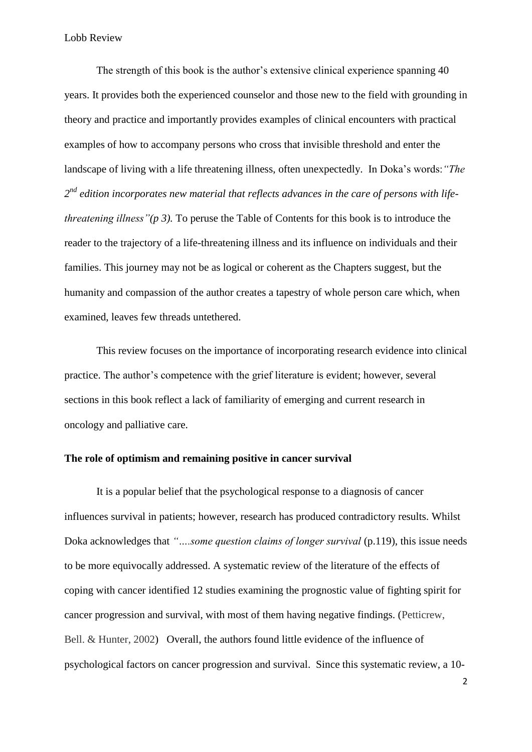The strength of this book is the author's extensive clinical experience spanning 40 years. It provides both the experienced counselor and those new to the field with grounding in theory and practice and importantly provides examples of clinical encounters with practical examples of how to accompany persons who cross that invisible threshold and enter the landscape of living with a life threatening illness, often unexpectedly. In Doka's words:*"The 2nd edition incorporates new material that reflects advances in the care of persons with life-threatening illness"(p 3).* To peruse the Table of Contents for this book is to introduce the reader to the trajectory of a life-threatening illness and its influence on individuals and their families. This journey may not be as logical or coherent as the Chapters suggest, but the humanity and compassion of the author creates a tapestry of whole person care which, when examined, leaves few threads untethered.

This review focuses on the importance of incorporating research evidence into clinical practice. The author's competence with the grief literature is evident; however, several sections in this book reflect a lack of familiarity of emerging and current research in oncology and palliative care.

**The role of optimism and remaining positive in cancer survival**

It is a popular belief that the psychological response to a diagnosis of cancer influences survival in patients; however, research has produced contradictory results. Whilst Doka acknowledges that *"....some question claims of longer survival* (p.119), this issue needs to be more equivocally addressed. A systematic review of the literature of the effects of coping with cancer identified 12 studies examining the prognostic value of fighting spirit for cancer progression and survival, with most of them having negative findings. (Petticrew, Bell. & Hunter, 2002) Overall, the authors found little evidence of the influence of psychological factors on cancer progression and survival. Since this systematic review, a 10-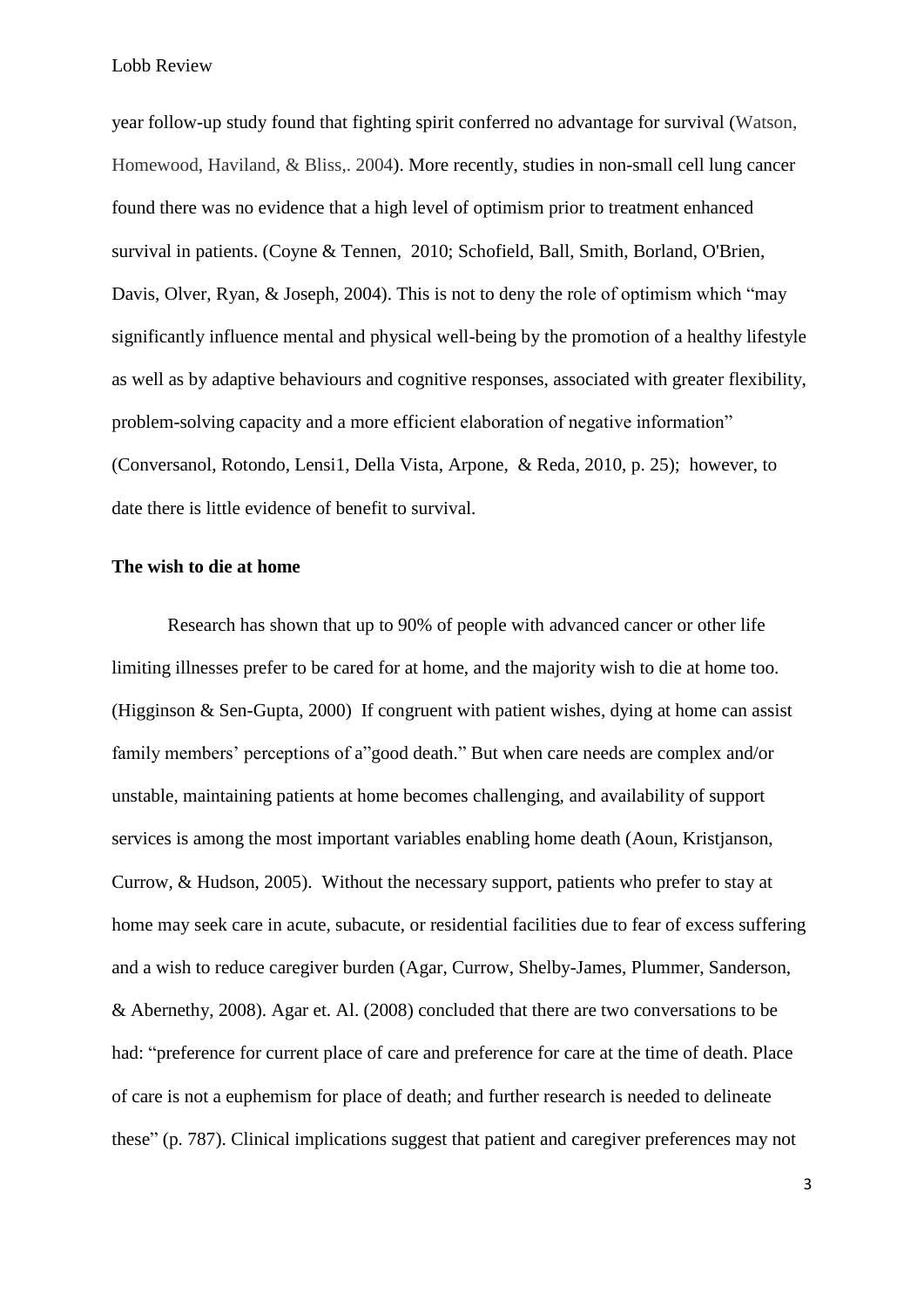year follow-up study found that fighting spirit conferred no advantage for survival (Watson, Homewood, Haviland, & Bliss,. 2004). More recently, studies in non-small cell lung cancer found there was no evidence that a high level of optimism prior to treatment enhanced survival in patients. (Coyne & Tennen, 2010; Schofield, Ball, Smith, Borland, O'Brien, Davis, Olver, Ryan, & Joseph, 2004). This is not to deny the role of optimism which "may significantly influence mental and physical well-being by the promotion of a healthy lifestyle as well as by adaptive behaviours and cognitive responses, associated with greater flexibility, problem-solving capacity and a more efficient elaboration of negative information" (Conversanol, Rotondo, Lensi1, Della Vista, Arpone, & Reda, 2010, p. 25); however, to date there is little evidence of benefit to survival.

**The wish to die at home**

Research has shown that up to 90% of people with advanced cancer or other life limiting illnesses prefer to be cared for at home, and the majority wish to die at home too. (Higginson & Sen-Gupta, 2000) If congruent with patient wishes, dying at home can assist family members' perceptions of a"good death." But when care needs are complex and/or unstable, maintaining patients at home becomes challenging, and availability of support services is among the most important variables enabling home death (Aoun, Kristjanson, Currow, & Hudson, 2005). Without the necessary support, patients who prefer to stay at home may seek care in acute, subacute, or residential facilities due to fear of excess suffering and a wish to reduce caregiver burden (Agar, Currow, Shelby-James, Plummer, Sanderson, & Abernethy, 2008). Agar et. Al. (2008) concluded that there are two conversations to be had: "preference for current place of care and preference for care at the time of death. Place of care is not a euphemism for place of death; and further research is needed to delineate these" (p. 787). Clinical implications suggest that patient and caregiver preferences may not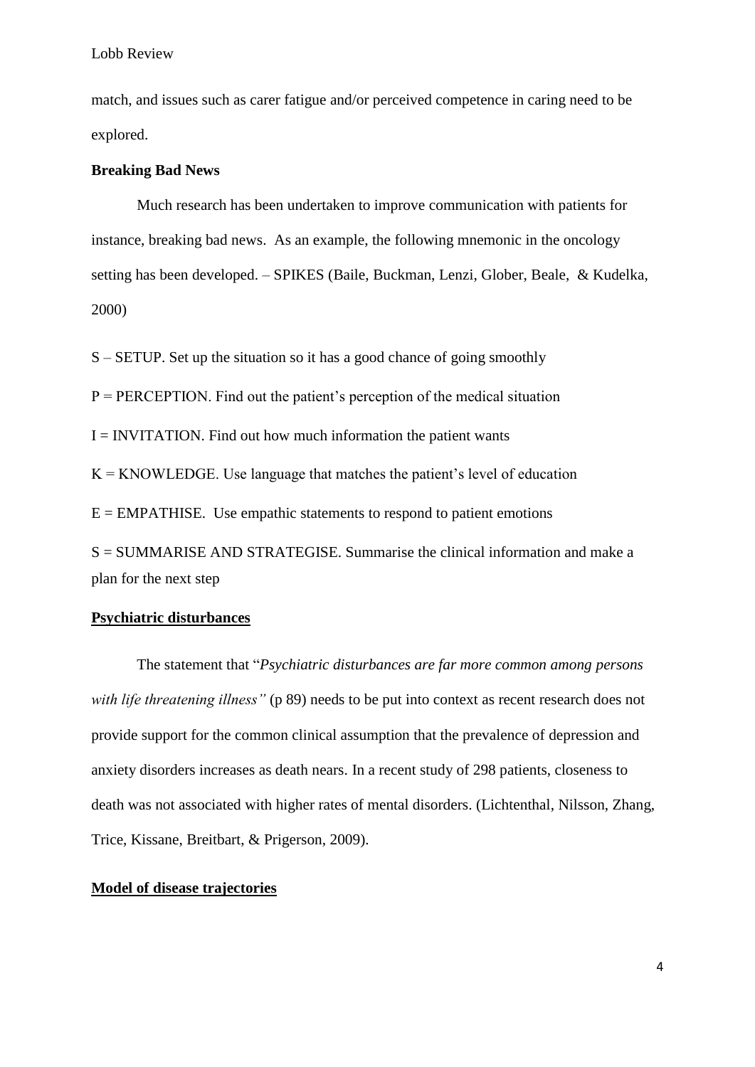match, and issues such as carer fatigue and/or perceived competence in caring need to be explored.

**Breaking Bad News**

Much research has been undertaken to improve communication with patients for instance, breaking bad news. As an example, the following mnemonic in the oncology setting has been developed. – SPIKES (Baile, Buckman, Lenzi, Glober, Beale, & Kudelka, 2000)

S – SETUP. Set up the situation so it has a good chance of going smoothly

P = PERCEPTION. Find out the patient's perception of the medical situation

I = INVITATION. Find out how much information the patient wants

K = KNOWLEDGE. Use language that matches the patient's level of education

E = EMPATHISE. Use empathic statements to respond to patient emotions

S = SUMMARISE AND STRATEGISE. Summarise the clinical information and make a plan for the next step

**Psychiatric disturbances**

The statement that "*Psychiatric disturbances are far more common among persons with life threatening illness"* (p 89) needs to be put into context as recent research does not provide support for the common clinical assumption that the prevalence of depression and anxiety disorders increases as death nears. In a recent study of 298 patients, closeness to death was not associated with higher rates of mental disorders. (Lichtenthal, Nilsson, Zhang, Trice, Kissane, Breitbart, & Prigerson, 2009).

**Model of disease trajectories**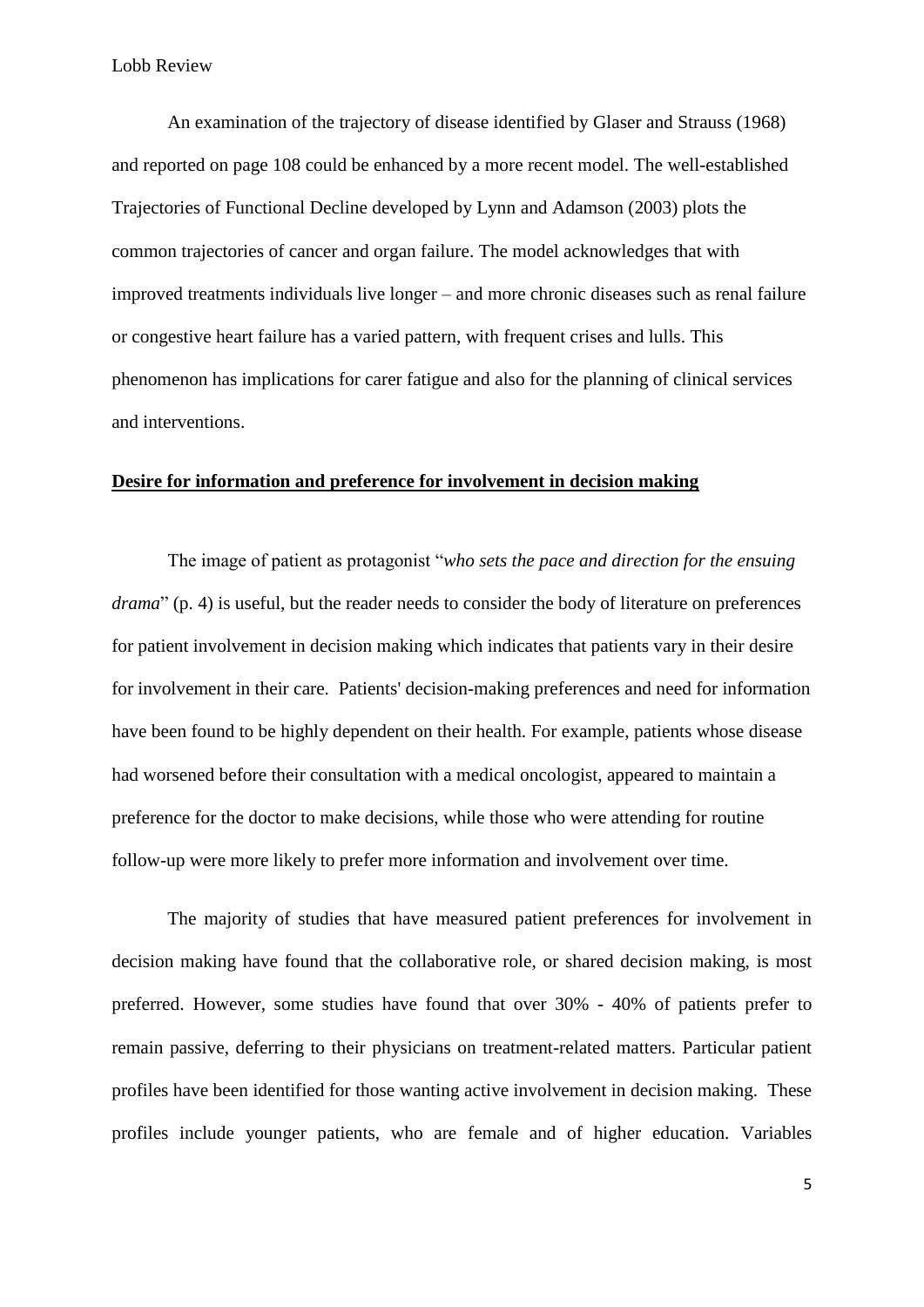An examination of the trajectory of disease identified by Glaser and Strauss (1968) and reported on page 108 could be enhanced by a more recent model. The well-established Trajectories of Functional Decline developed by Lynn and Adamson (2003) plots the common trajectories of cancer and organ failure. The model acknowledges that with improved treatments individuals live longer – and more chronic diseases such as renal failure or congestive heart failure has a varied pattern, with frequent crises and lulls. This phenomenon has implications for carer fatigue and also for the planning of clinical services and interventions.

## **Desire for information and preference for involvement in decision making**

The image of patient as protagonist "*who sets the pace and direction for the ensuing drama*" (p. 4) is useful, but the reader needs to consider the body of literature on preferences for patient involvement in decision making which indicates that patients vary in their desire for involvement in their care. Patients' decision-making preferences and need for information have been found to be highly dependent on their health. For example, patients whose disease had worsened before their consultation with a medical oncologist, appeared to maintain a preference for the doctor to make decisions, while those who were attending for routine follow-up were more likely to prefer more information and involvement over time.

The majority of studies that have measured patient preferences for involvement in decision making have found that the collaborative role, or shared decision making, is most preferred. However, some studies have found that over 30% - 40% of patients prefer to remain passive, deferring to their physicians on treatment-related matters. Particular patient profiles have been identified for those wanting active involvement in decision making. These profiles include younger patients, who are female and of higher education. Variables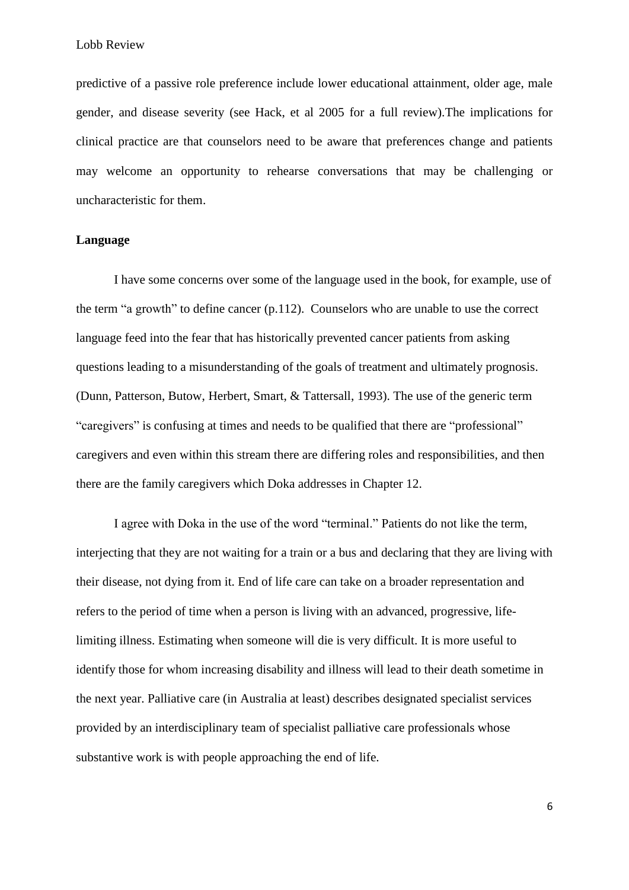predictive of a passive role preference include lower educational attainment, older age, male gender, and disease severity (see Hack, et al 2005 for a full review).The implications for clinical practice are that counselors need to be aware that preferences change and patients may welcome an opportunity to rehearse conversations that may be challenging or uncharacteristic for them.

**Language**

I have some concerns over some of the language used in the book, for example, use of the term "a growth" to define cancer (p.112). Counselors who are unable to use the correct language feed into the fear that has historically prevented cancer patients from asking questions leading to a misunderstanding of the goals of treatment and ultimately prognosis. (Dunn, Patterson, Butow, Herbert, Smart, & Tattersall, 1993). The use of the generic term "caregivers" is confusing at times and needs to be qualified that there are "professional" caregivers and even within this stream there are differing roles and responsibilities, and then there are the family caregivers which Doka addresses in Chapter 12.

I agree with Doka in the use of the word "terminal." Patients do not like the term, interjecting that they are not waiting for a train or a bus and declaring that they are living with their disease, not dying from it. End of life care can take on a broader representation and refers to the period of time when a person is living with an advanced, progressive, life-limiting illness. Estimating when someone will die is very difficult. It is more useful to identify those for whom increasing disability and illness will lead to their death sometime in the next year. Palliative care (in Australia at least) describes designated specialist services provided by an interdisciplinary team of specialist palliative care professionals whose substantive work is with people approaching the end of life.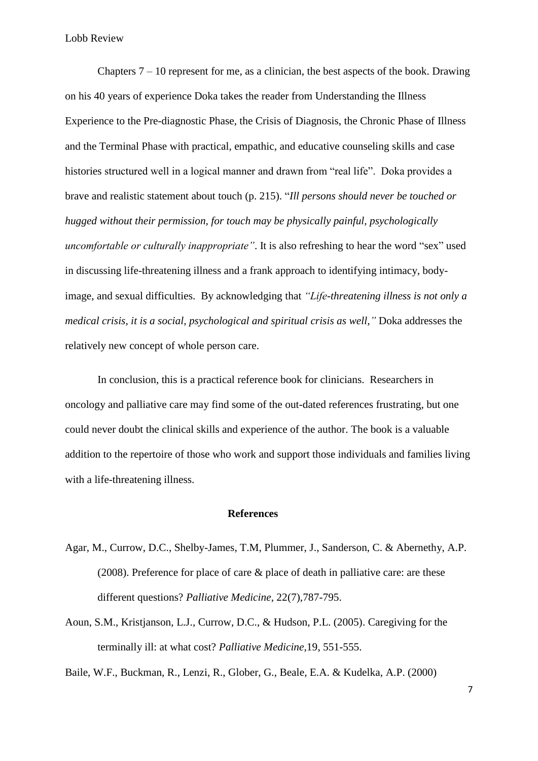Chapters 7 – 10 represent for me, as a clinician, the best aspects of the book. Drawing on his 40 years of experience Doka takes the reader from Understanding the Illness Experience to the Pre-diagnostic Phase, the Crisis of Diagnosis, the Chronic Phase of Illness and the Terminal Phase with practical, empathic, and educative counseling skills and case histories structured well in a logical manner and drawn from "real life". Doka provides a brave and realistic statement about touch (p. 215). "*Ill persons should never be touched or hugged without their permission, for touch may be physically painful, psychologically uncomfortable or culturally inappropriate"*. It is also refreshing to hear the word "sex" used in discussing life-threatening illness and a frank approach to identifying intimacy, body-image, and sexual difficulties. By acknowledging that *"Life-threatening illness is not only a medical crisis, it is a social, psychological and spiritual crisis as well,"* Doka addresses the relatively new concept of whole person care.

In conclusion, this is a practical reference book for clinicians. Researchers in oncology and palliative care may find some of the out-dated references frustrating, but one could never doubt the clinical skills and experience of the author. The book is a valuable addition to the repertoire of those who work and support those individuals and families living with a life-threatening illness.

**References**

Agar, M., Currow, D.C., Shelby-James, T.M, Plummer, J., Sanderson, C. & Abernethy, A.P. (2008). Preference for place of care & place of death in palliative care: are these different questions? *Palliative Medicine,* 22(7),787-795.

Aoun, S.M., Kristjanson, L.J., Currow, D.C., & Hudson, P.L. (2005). Caregiving for the terminally ill: at what cost? *Palliative Medicine,*19, 551-555.

Baile, W.F., Buckman, R., Lenzi, R., Glober, G., Beale, E.A. & Kudelka, A.P. (2000)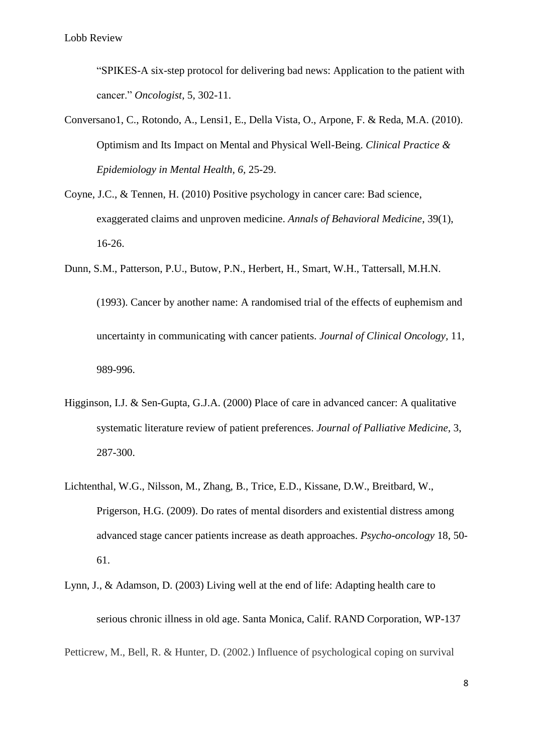"SPIKES-A six-step protocol for delivering bad news: Application to the patient with cancer." *Oncologist*, 5, 302-11.

Conversano1, C., Rotondo, A., Lensi1, E., Della Vista, O., Arpone, F. & Reda, M.A. (2010). Optimism and Its Impact on Mental and Physical Well-Being. *Clinical Practice & Epidemiology in Mental Health, 6,* 25-29.

Coyne, J.C., & Tennen, H. (2010) Positive psychology in cancer care: Bad science, exaggerated claims and unproven medicine. *Annals of Behavioral Medicine*, 39(1), 16-26.

Dunn, S.M., Patterson, P.U., Butow, P.N., Herbert, H., Smart, W.H., Tattersall, M.H.N. (1993). Cancer by another name: A randomised trial of the effects of euphemism and uncertainty in communicating with cancer patients. *Journal of Clinical Oncology,* 11, 989-996.

Higginson, I.J. & Sen-Gupta, G.J.A. (2000) Place of care in advanced cancer: A qualitative systematic literature review of patient preferences. *Journal of Palliative Medicine,* 3, 287-300.

Lichtenthal, W.G., Nilsson, M., Zhang, B., Trice, E.D., Kissane, D.W., Breitbard, W., Prigerson, H.G. (2009). Do rates of mental disorders and existential distress among advanced stage cancer patients increase as death approaches. *Psycho-oncology* 18, 50-61.

Lynn, J., & Adamson, D. (2003) Living well at the end of life: Adapting health care to serious chronic illness in old age. Santa Monica, Calif. RAND Corporation, WP-137

Petticrew, M., Bell, R. & Hunter, D. (2002.) Influence of psychological coping on survival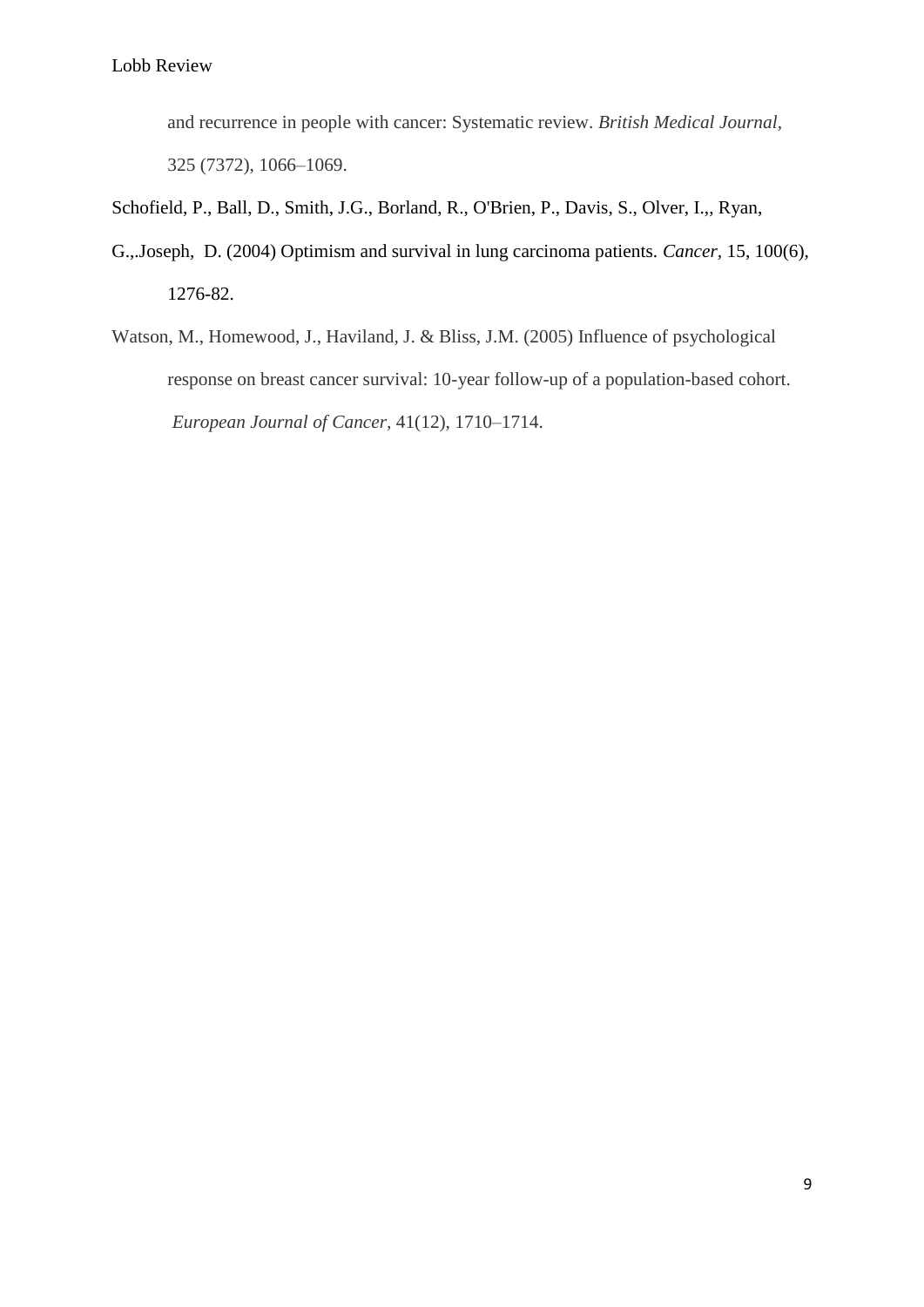and recurrence in people with cancer: Systematic review. *British Medical Journal*, 325 (7372), 1066–1069.

Schofield, P., Ball, D., Smith, J.G., Borland, R., O'Brien, P., Davis, S., Olver, I.,, Ryan, G.,.Joseph, D. (2004) Optimism and survival in lung carcinoma patients. *Cancer*, 15, 100(6), 1276-82.

Watson, M., Homewood, J., Haviland, J. & Bliss, J.M. (2005) Influence of psychological response on breast cancer survival: 10-year follow-up of a population-based cohort. *European Journal of Cancer*, 41(12), 1710–1714.